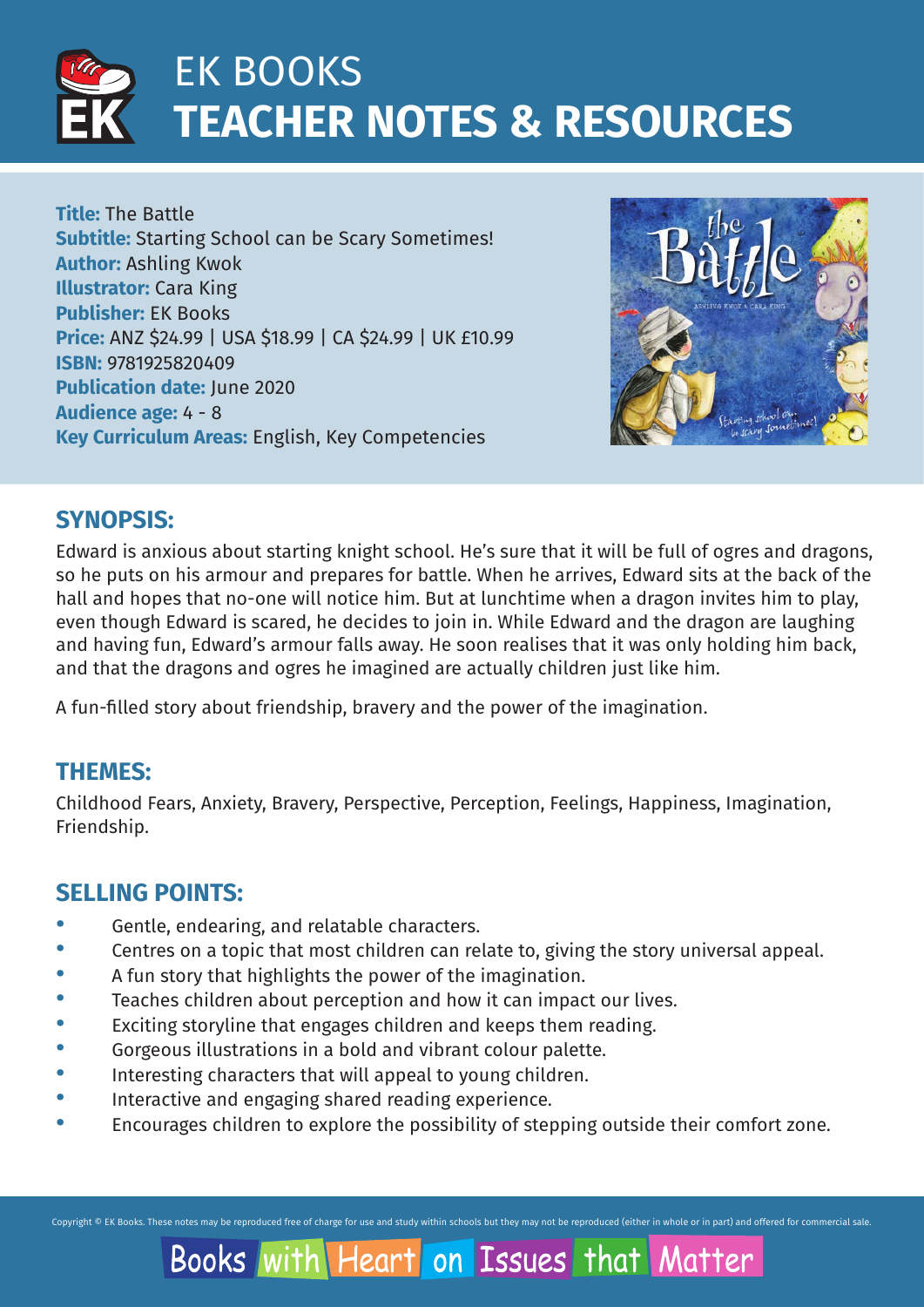# EK BOOKS
# TEACHER NOTES & RESOURCES

**Title:** The Battle
**Subtitle:** Starting School can be Scary Sometimes!
**Author:** Ashling Kwok
**Illustrator:** Cara King
**Publisher:** EK Books
**Price:** ANZ $24.99 | USA $18.99 | CA $24.99 | UK £10.99
**ISBN:** 9781925820409
**Publication date:** June 2020
**Audience age:** 4 - 8
**Key Curriculum Areas:** English, Key Competencies

## SYNOPSIS:

Edward is anxious about starting knight school. He's sure that it will be full of ogres and dragons, so he puts on his armour and prepares for battle. When he arrives, Edward sits at the back of the hall and hopes that no-one will notice him. But at lunchtime when a dragon invites him to play, even though Edward is scared, he decides to join in. While Edward and the dragon are laughing and having fun, Edward's armour falls away. He soon realises that it was only holding him back, and that the dragons and ogres he imagined are actually children just like him.

A fun-filled story about friendship, bravery and the power of the imagination.

## THEMES:

Childhood Fears, Anxiety, Bravery, Perspective, Perception, Feelings, Happiness, Imagination, Friendship.

## SELLING POINTS:

- Gentle, endearing, and relatable characters.
- Centres on a topic that most children can relate to, giving the story universal appeal.
- A fun story that highlights the power of the imagination.
- Teaches children about perception and how it can impact our lives.
- Exciting storyline that engages children and keeps them reading.
- Gorgeous illustrations in a bold and vibrant colour palette.
- Interesting characters that will appeal to young children.
- Interactive and engaging shared reading experience.
- Encourages children to explore the possibility of stepping outside their comfort zone.

Copyright © EK Books. These notes may be reproduced free of charge for use and study within schools but they may not be reproduced (either in whole or in part) and offered for commercial sale.

Books with Heart on Issues that Matter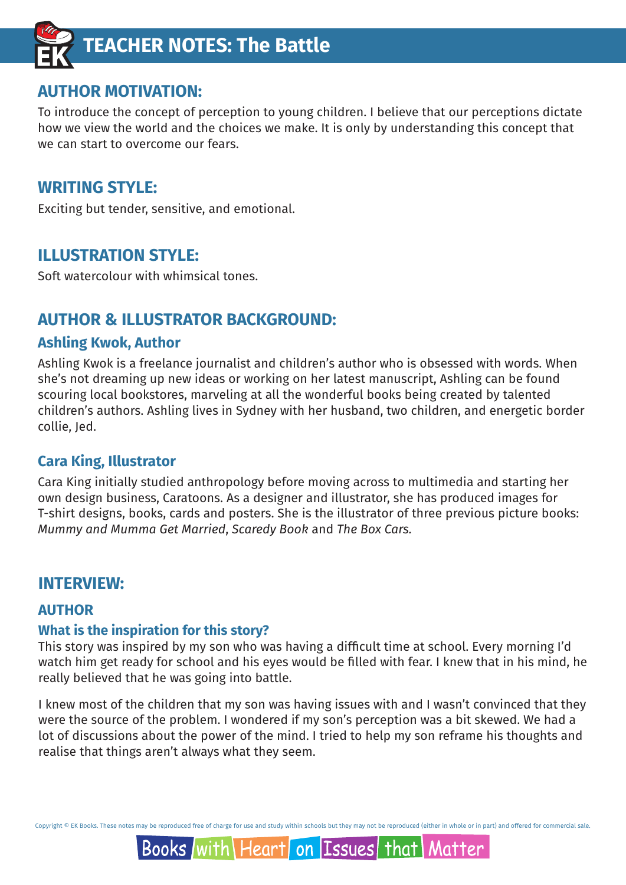# TEACHER NOTES: The Battle

## AUTHOR MOTIVATION:

To introduce the concept of perception to young children. I believe that our perceptions dictate how we view the world and the choices we make. It is only by understanding this concept that we can start to overcome our fears.

## WRITING STYLE:

Exciting but tender, sensitive, and emotional.

## ILLUSTRATION STYLE:

Soft watercolour with whimsical tones.

## AUTHOR & ILLUSTRATOR BACKGROUND:

### Ashling Kwok, Author

Ashling Kwok is a freelance journalist and children's author who is obsessed with words. When she's not dreaming up new ideas or working on her latest manuscript, Ashling can be found scouring local bookstores, marveling at all the wonderful books being created by talented children's authors. Ashling lives in Sydney with her husband, two children, and energetic border collie, Jed.

### Cara King, Illustrator

Cara King initially studied anthropology before moving across to multimedia and starting her own design business, Caratoons. As a designer and illustrator, she has produced images for T-shirt designs, books, cards and posters. She is the illustrator of three previous picture books: *Mummy and Mumma Get Married*, *Scaredy Book* and *The Box Cars.*

## INTERVIEW:

### AUTHOR

### What is the inspiration for this story?

This story was inspired by my son who was having a difficult time at school. Every morning I'd watch him get ready for school and his eyes would be filled with fear. I knew that in his mind, he really believed that he was going into battle.

I knew most of the children that my son was having issues with and I wasn't convinced that they were the source of the problem. I wondered if my son's perception was a bit skewed. We had a lot of discussions about the power of the mind. I tried to help my son reframe his thoughts and realise that things aren't always what they seem.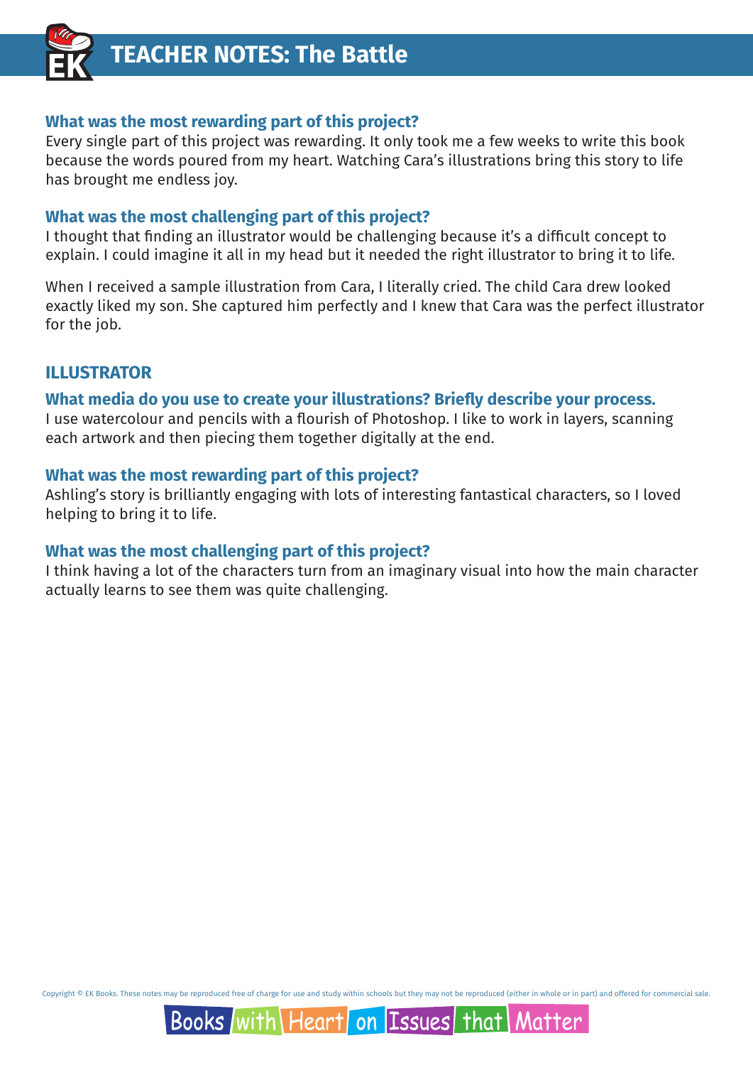### What was the most rewarding part of this project?

Every single part of this project was rewarding. It only took me a few weeks to write this book because the words poured from my heart. Watching Cara's illustrations bring this story to life has brought me endless joy.

### What was the most challenging part of this project?

I thought that finding an illustrator would be challenging because it's a difficult concept to explain. I could imagine it all in my head but it needed the right illustrator to bring it to life.

When I received a sample illustration from Cara, I literally cried. The child Cara drew looked exactly liked my son. She captured him perfectly and I knew that Cara was the perfect illustrator for the job.

## ILLUSTRATOR

### What media do you use to create your illustrations? Briefly describe your process.

I use watercolour and pencils with a flourish of Photoshop. I like to work in layers, scanning each artwork and then piecing them together digitally at the end.

### What was the most rewarding part of this project?

Ashling's story is brilliantly engaging with lots of interesting fantastical characters, so I loved helping to bring it to life.

### What was the most challenging part of this project?

I think having a lot of the characters turn from an imaginary visual into how the main character actually learns to see them was quite challenging.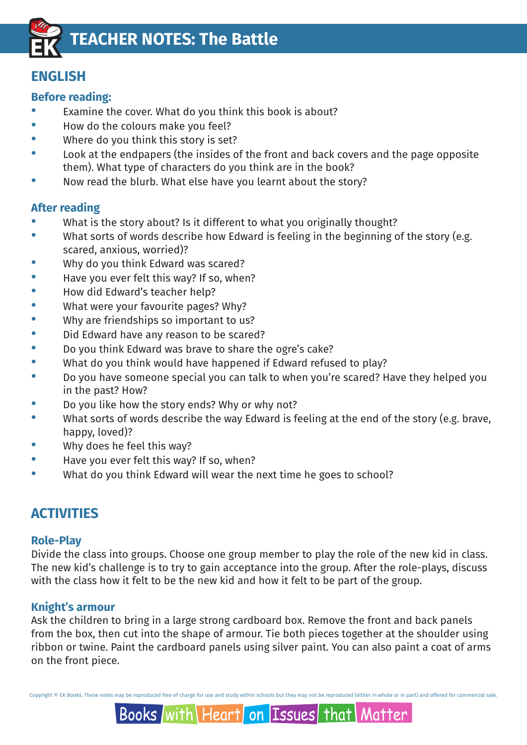# TEACHER NOTES: The Battle

## ENGLISH

### Before reading:

- Examine the cover. What do you think this book is about?
- How do the colours make you feel?
- Where do you think this story is set?
- Look at the endpapers (the insides of the front and back covers and the page opposite them). What type of characters do you think are in the book?
- Now read the blurb. What else have you learnt about the story?

### After reading

- What is the story about? Is it different to what you originally thought?
- What sorts of words describe how Edward is feeling in the beginning of the story (e.g. scared, anxious, worried)?
- Why do you think Edward was scared?
- Have you ever felt this way? If so, when?
- How did Edward's teacher help?
- What were your favourite pages? Why?
- Why are friendships so important to us?
- Did Edward have any reason to be scared?
- Do you think Edward was brave to share the ogre's cake?
- What do you think would have happened if Edward refused to play?
- Do you have someone special you can talk to when you're scared? Have they helped you in the past? How?
- Do you like how the story ends? Why or why not?
- What sorts of words describe the way Edward is feeling at the end of the story (e.g. brave, happy, loved)?
- Why does he feel this way?
- Have you ever felt this way? If so, when?
- What do you think Edward will wear the next time he goes to school?

## ACTIVITIES

### Role-Play

Divide the class into groups. Choose one group member to play the role of the new kid in class. The new kid's challenge is to try to gain acceptance into the group. After the role-plays, discuss with the class how it felt to be the new kid and how it felt to be part of the group.

### Knight's armour

Ask the children to bring in a large strong cardboard box. Remove the front and back panels from the box, then cut into the shape of armour. Tie both pieces together at the shoulder using ribbon or twine. Paint the cardboard panels using silver paint. You can also paint a coat of arms on the front piece.

Copyright © EK Books. These notes may be reproduced free of charge for use and study within schools but they may not be reproduced (either in whole or in part) and offered for commercial sale.

Books with Heart on Issues that Matter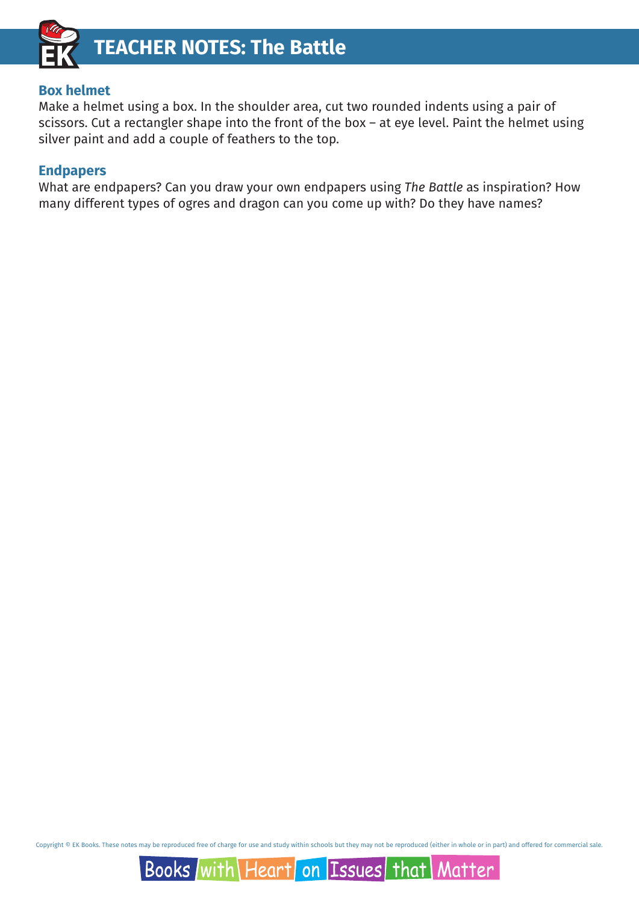## Box helmet

Make a helmet using a box. In the shoulder area, cut two rounded indents using a pair of scissors. Cut a rectangler shape into the front of the box – at eye level. Paint the helmet using silver paint and add a couple of feathers to the top.

## Endpapers

What are endpapers? Can you draw your own endpapers using *The Battle* as inspiration? How many different types of ogres and dragon can you come up with? Do they have names?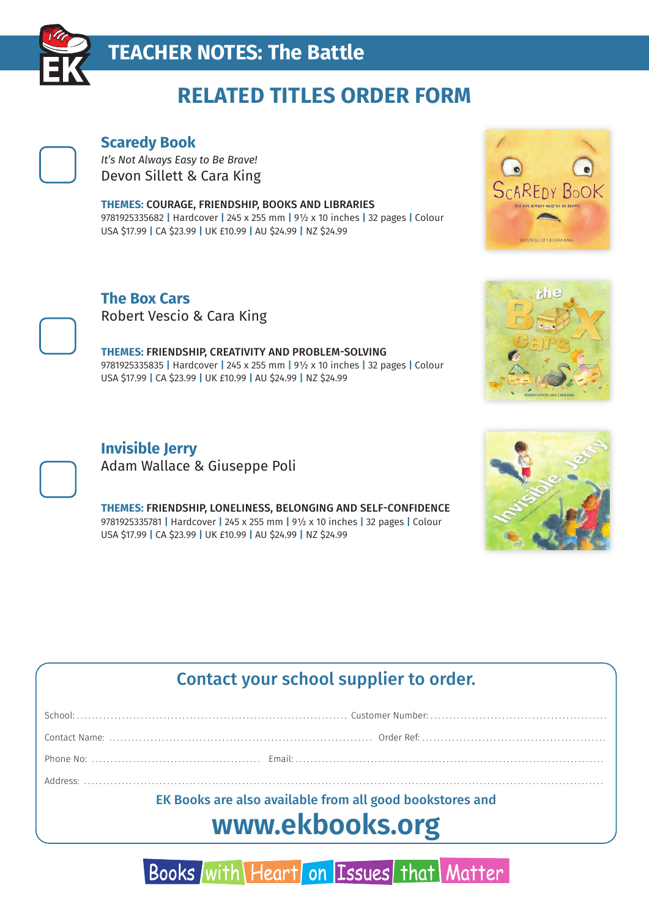# TEACHER NOTES: The Battle

## RELATED TITLES ORDER FORM

### Scaredy Book

*It's Not Always Easy to Be Brave!*

Devon Sillett & Cara King

**THEMES:** COURAGE, FRIENDSHIP, BOOKS AND LIBRARIES

9781925335682 | Hardcover | 245 x 255 mm | 9½ x 10 inches | 32 pages | Colour

USA $17.99 | CA $23.99 | UK £10.99 | AU $24.99 | NZ $24.99

### The Box Cars

Robert Vescio & Cara King

**THEMES:** FRIENDSHIP, CREATIVITY AND PROBLEM-SOLVING

9781925335835 | Hardcover | 245 x 255 mm | 9½ x 10 inches | 32 pages | Colour

USA $17.99 | CA $23.99 | UK £10.99 | AU $24.99 | NZ $24.99

### Invisible Jerry

Adam Wallace & Giuseppe Poli

**THEMES:** FRIENDSHIP, LONELINESS, BELONGING AND SELF-CONFIDENCE

9781925335781 | Hardcover | 245 x 255 mm | 9½ x 10 inches | 32 pages | Colour

USA $17.99 | CA $23.99 | UK £10.99 | AU $24.99 | NZ $24.99

## Contact your school supplier to order.

School: ........................................ Customer Number: ........................................

Contact Name: ........................................ Order Ref: ........................................

Phone No: ........................................ Email: ........................................

Address: ........................................

EK Books are also available from all good bookstores and

**www.ekbooks.org**

Books with Heart on Issues that Matter